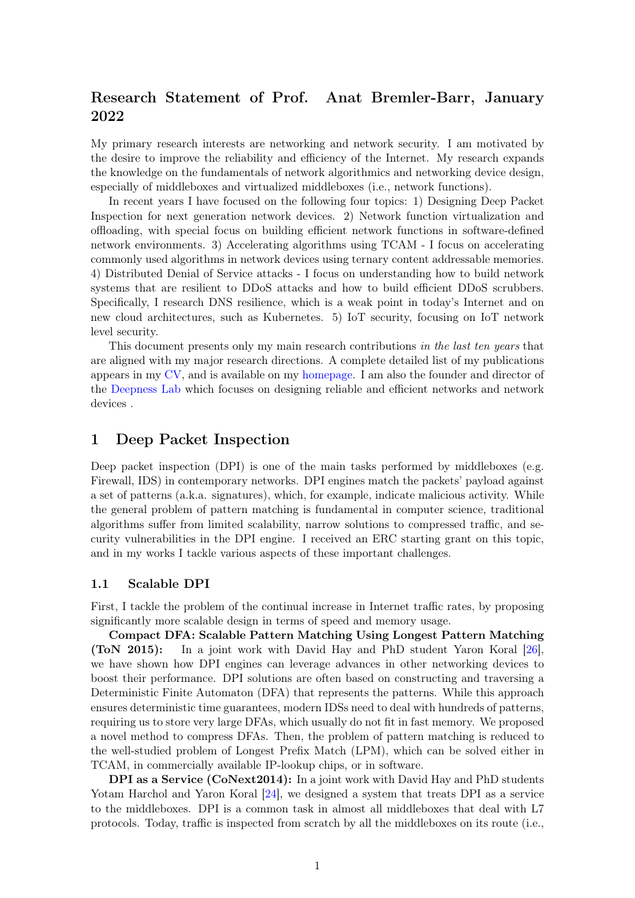# Research Statement of Prof. Anat Bremler-Barr, January 2022

My primary research interests are networking and network security. I am motivated by the desire to improve the reliability and efficiency of the Internet. My research expands the knowledge on the fundamentals of network algorithmics and networking device design, especially of middleboxes and virtualized middleboxes (i.e., network functions).

In recent years I have focused on the following four topics: 1) Designing Deep Packet Inspection for next generation network devices. 2) Network function virtualization and offloading, with special focus on building efficient network functions in software-defined network environments. 3) Accelerating algorithms using TCAM - I focus on accelerating commonly used algorithms in network devices using ternary content addressable memories. 4) Distributed Denial of Service attacks - I focus on understanding how to build network systems that are resilient to DDoS attacks and how to build efficient DDoS scrubbers. Specifically, I research DNS resilience, which is a weak point in today's Internet and on new cloud architectures, such as Kubernetes. 5) IoT security, focusing on IoT network level security.

This document presents only my main research contributions *in the last ten years* that are aligned with my major research directions. A complete detailed list of my publications appears in my CV, and is available on my homepage. I am also the founder and director of the Deepness Lab which focuses on designing reliable and efficient networks and network devices .

## 1 Deep Packet Inspection

Deep packet inspection (DPI) is one of the main tasks performed by middleboxes (e.g. Firewall, IDS) in contemporary networks. DPI engines match the packets' payload against a set of patterns (a.k.a. signatures), which, for example, indicate malicious activity. While the general problem of pattern matching is fundamental in computer science, traditional algorithms suffer from limited scalability, narrow solutions to compressed traffic, and security vulnerabilities in the DPI engine. I received an ERC starting grant on this topic, and in my works I tackle various aspects of these important challenges.

### 1.1 Scalable DPI

First, I tackle the problem of the continual increase in Internet traffic rates, by proposing significantly more scalable design in terms of speed and memory usage.

**Compact DFA: Scalable Pattern Matching Using Longest Pattern Matching (ToN 2015):** In a joint work with David Hay and PhD student Yaron Koral [26], we have shown how DPI engines can leverage advances in other networking devices to boost their performance. DPI solutions are often based on constructing and traversing a Deterministic Finite Automaton (DFA) that represents the patterns. While this approach ensures deterministic time guarantees, modern IDSs need to deal with hundreds of patterns, requiring us to store very large DFAs, which usually do not fit in fast memory. We proposed a novel method to compress DFAs. Then, the problem of pattern matching is reduced to the well-studied problem of Longest Prefix Match (LPM), which can be solved either in TCAM, in commercially available IP-lookup chips, or in software.

**DPI as a Service (CoNext2014):** In a joint work with David Hay and PhD students Yotam Harchol and Yaron Koral [24], we designed a system that treats DPI as a service to the middleboxes. DPI is a common task in almost all middleboxes that deal with L7 protocols. Today, traffic is inspected from scratch by all the middleboxes on its route (i.e.,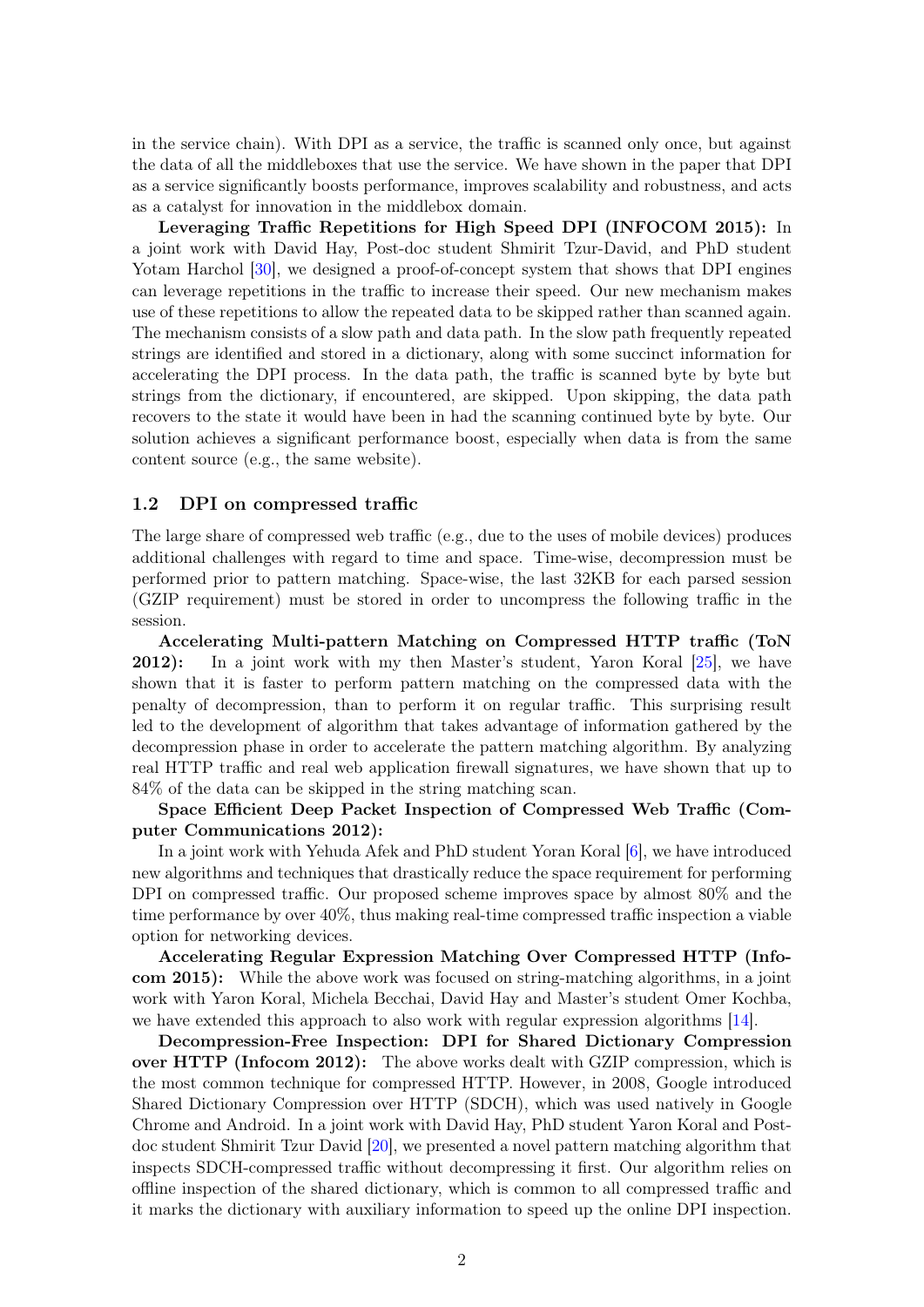in the service chain). With DPI as a service, the traffic is scanned only once, but against the data of all the middleboxes that use the service. We have shown in the paper that DPI as a service significantly boosts performance, improves scalability and robustness, and acts as a catalyst for innovation in the middlebox domain.

**Leveraging Traffic Repetitions for High Speed DPI (INFOCOM 2015):** In a joint work with David Hay, Post-doc student Shmirit Tzur-David, and PhD student Yotam Harchol [30], we designed a proof-of-concept system that shows that DPI engines can leverage repetitions in the traffic to increase their speed. Our new mechanism makes use of these repetitions to allow the repeated data to be skipped rather than scanned again. The mechanism consists of a slow path and data path. In the slow path frequently repeated strings are identified and stored in a dictionary, along with some succinct information for accelerating the DPI process. In the data path, the traffic is scanned byte by byte but strings from the dictionary, if encountered, are skipped. Upon skipping, the data path recovers to the state it would have been in had the scanning continued byte by byte. Our solution achieves a significant performance boost, especially when data is from the same content source (e.g., the same website).

## 1.2 DPI on compressed traffic

The large share of compressed web traffic (e.g., due to the uses of mobile devices) produces additional challenges with regard to time and space. Time-wise, decompression must be performed prior to pattern matching. Space-wise, the last 32KB for each parsed session (GZIP requirement) must be stored in order to uncompress the following traffic in the session.

**Accelerating Multi-pattern Matching on Compressed HTTP traffic (ToN 2012):** In a joint work with my then Master's student, Yaron Koral [25], we have shown that it is faster to perform pattern matching on the compressed data with the penalty of decompression, than to perform it on regular traffic. This surprising result led to the development of algorithm that takes advantage of information gathered by the decompression phase in order to accelerate the pattern matching algorithm. By analyzing real HTTP traffic and real web application firewall signatures, we have shown that up to 84% of the data can be skipped in the string matching scan.

**Space Efficient Deep Packet Inspection of Compressed Web Traffic (Computer Communications 2012):**

In a joint work with Yehuda Afek and PhD student Yoran Koral [6], we have introduced new algorithms and techniques that drastically reduce the space requirement for performing DPI on compressed traffic. Our proposed scheme improves space by almost 80% and the time performance by over 40%, thus making real-time compressed traffic inspection a viable option for networking devices.

**Accelerating Regular Expression Matching Over Compressed HTTP (Infocom 2015):** While the above work was focused on string-matching algorithms, in a joint work with Yaron Koral, Michela Becchai, David Hay and Master's student Omer Kochba, we have extended this approach to also work with regular expression algorithms [14].

**Decompression-Free Inspection: DPI for Shared Dictionary Compression over HTTP (Infocom 2012):** The above works dealt with GZIP compression, which is the most common technique for compressed HTTP. However, in 2008, Google introduced Shared Dictionary Compression over HTTP (SDCH), which was used natively in Google Chrome and Android. In a joint work with David Hay, PhD student Yaron Koral and Post-doc student Shmirit Tzur David [20], we presented a novel pattern matching algorithm that inspects SDCH-compressed traffic without decompressing it first. Our algorithm relies on offline inspection of the shared dictionary, which is common to all compressed traffic and it marks the dictionary with auxiliary information to speed up the online DPI inspection.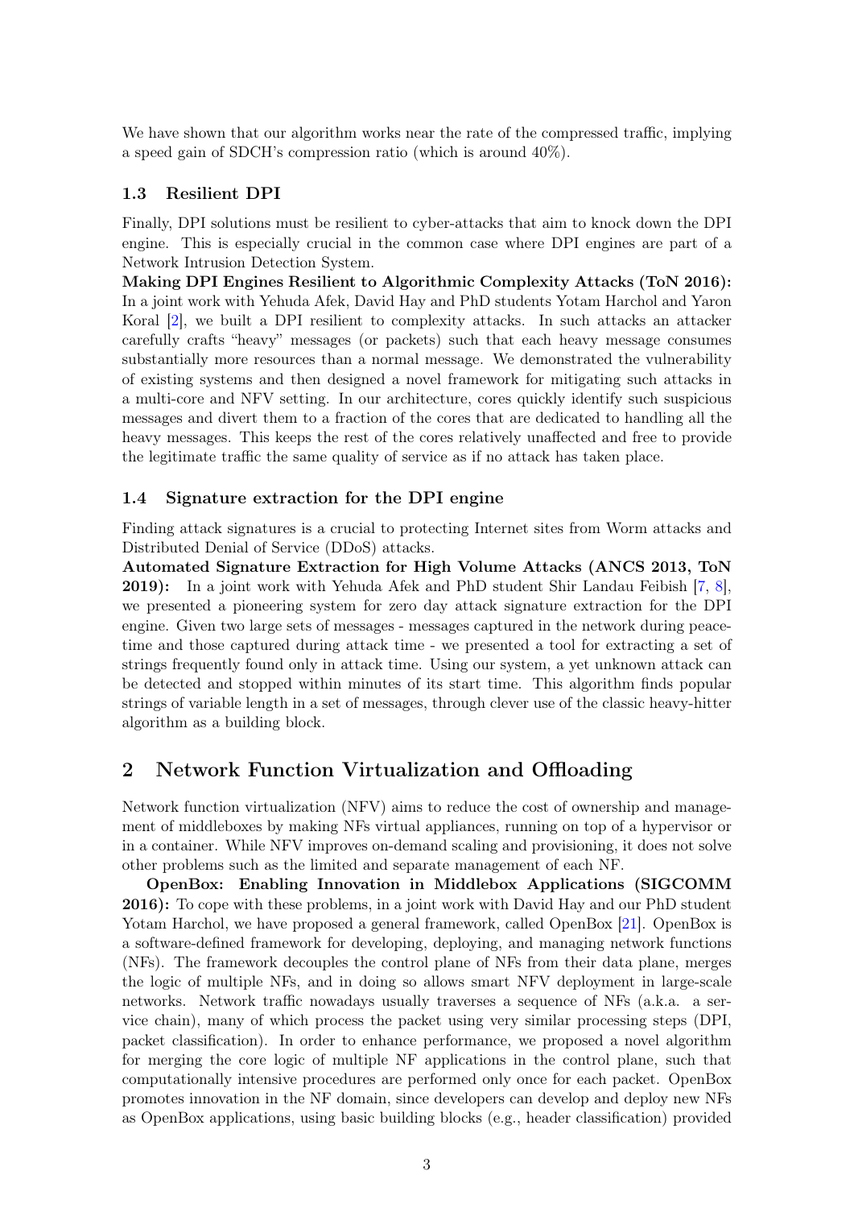We have shown that our algorithm works near the rate of the compressed traffic, implying a speed gain of SDCH's compression ratio (which is around 40%).

### 1.3 Resilient DPI

Finally, DPI solutions must be resilient to cyber-attacks that aim to knock down the DPI engine. This is especially crucial in the common case where DPI engines are part of a Network Intrusion Detection System.

**Making DPI Engines Resilient to Algorithmic Complexity Attacks (ToN 2016):** In a joint work with Yehuda Afek, David Hay and PhD students Yotam Harchol and Yaron Koral [2], we built a DPI resilient to complexity attacks. In such attacks an attacker carefully crafts "heavy" messages (or packets) such that each heavy message consumes substantially more resources than a normal message. We demonstrated the vulnerability of existing systems and then designed a novel framework for mitigating such attacks in a multi-core and NFV setting. In our architecture, cores quickly identify such suspicious messages and divert them to a fraction of the cores that are dedicated to handling all the heavy messages. This keeps the rest of the cores relatively unaffected and free to provide the legitimate traffic the same quality of service as if no attack has taken place.

### 1.4 Signature extraction for the DPI engine

Finding attack signatures is a crucial to protecting Internet sites from Worm attacks and Distributed Denial of Service (DDoS) attacks.

**Automated Signature Extraction for High Volume Attacks (ANCS 2013, ToN 2019):** In a joint work with Yehuda Afek and PhD student Shir Landau Feibish [7, 8], we presented a pioneering system for zero day attack signature extraction for the DPI engine. Given two large sets of messages - messages captured in the network during peace-time and those captured during attack time - we presented a tool for extracting a set of strings frequently found only in attack time. Using our system, a yet unknown attack can be detected and stopped within minutes of its start time. This algorithm finds popular strings of variable length in a set of messages, through clever use of the classic heavy-hitter algorithm as a building block.

## 2 Network Function Virtualization and Offloading

Network function virtualization (NFV) aims to reduce the cost of ownership and management of middleboxes by making NFs virtual appliances, running on top of a hypervisor or in a container. While NFV improves on-demand scaling and provisioning, it does not solve other problems such as the limited and separate management of each NF.

**OpenBox: Enabling Innovation in Middlebox Applications (SIGCOMM 2016):** To cope with these problems, in a joint work with David Hay and our PhD student Yotam Harchol, we have proposed a general framework, called OpenBox [21]. OpenBox is a software-defined framework for developing, deploying, and managing network functions (NFs). The framework decouples the control plane of NFs from their data plane, merges the logic of multiple NFs, and in doing so allows smart NFV deployment in large-scale networks. Network traffic nowadays usually traverses a sequence of NFs (a.k.a. a service chain), many of which process the packet using very similar processing steps (DPI, packet classification). In order to enhance performance, we proposed a novel algorithm for merging the core logic of multiple NF applications in the control plane, such that computationally intensive procedures are performed only once for each packet. OpenBox promotes innovation in the NF domain, since developers can develop and deploy new NFs as OpenBox applications, using basic building blocks (e.g., header classification) provided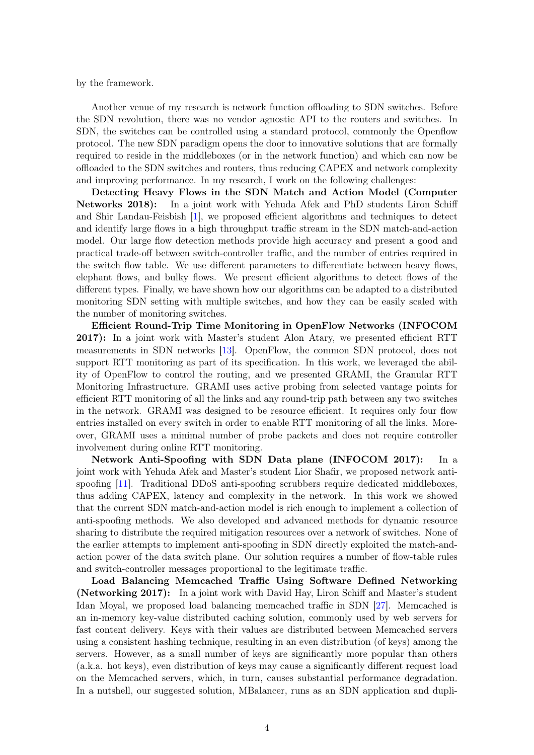by the framework.

Another venue of my research is network function offloading to SDN switches. Before the SDN revolution, there was no vendor agnostic API to the routers and switches. In SDN, the switches can be controlled using a standard protocol, commonly the Openflow protocol. The new SDN paradigm opens the door to innovative solutions that are formally required to reside in the middleboxes (or in the network function) and which can now be offloaded to the SDN switches and routers, thus reducing CAPEX and network complexity and improving performance. In my research, I work on the following challenges:

**Detecting Heavy Flows in the SDN Match and Action Model (Computer Networks 2018):** In a joint work with Yehuda Afek and PhD students Liron Schiff and Shir Landau-Feisbish [1], we proposed efficient algorithms and techniques to detect and identify large flows in a high throughput traffic stream in the SDN match-and-action model. Our large flow detection methods provide high accuracy and present a good and practical trade-off between switch-controller traffic, and the number of entries required in the switch flow table. We use different parameters to differentiate between heavy flows, elephant flows, and bulky flows. We present efficient algorithms to detect flows of the different types. Finally, we have shown how our algorithms can be adapted to a distributed monitoring SDN setting with multiple switches, and how they can be easily scaled with the number of monitoring switches.

**Efficient Round-Trip Time Monitoring in OpenFlow Networks (INFOCOM 2017):** In a joint work with Master's student Alon Atary, we presented efficient RTT measurements in SDN networks [13]. OpenFlow, the common SDN protocol, does not support RTT monitoring as part of its specification. In this work, we leveraged the ability of OpenFlow to control the routing, and we presented GRAMI, the Granular RTT Monitoring Infrastructure. GRAMI uses active probing from selected vantage points for efficient RTT monitoring of all the links and any round-trip path between any two switches in the network. GRAMI was designed to be resource efficient. It requires only four flow entries installed on every switch in order to enable RTT monitoring of all the links. Moreover, GRAMI uses a minimal number of probe packets and does not require controller involvement during online RTT monitoring.

**Network Anti-Spoofing with SDN Data plane (INFOCOM 2017):** In a joint work with Yehuda Afek and Master's student Lior Shafir, we proposed network anti-spoofing [11]. Traditional DDoS anti-spoofing scrubbers require dedicated middleboxes, thus adding CAPEX, latency and complexity in the network. In this work we showed that the current SDN match-and-action model is rich enough to implement a collection of anti-spoofing methods. We also developed and advanced methods for dynamic resource sharing to distribute the required mitigation resources over a network of switches. None of the earlier attempts to implement anti-spoofing in SDN directly exploited the match-and-action power of the data switch plane. Our solution requires a number of flow-table rules and switch-controller messages proportional to the legitimate traffic.

**Load Balancing Memcached Traffic Using Software Defined Networking (Networking 2017):** In a joint work with David Hay, Liron Schiff and Master's student Idan Moyal, we proposed load balancing memcached traffic in SDN [27]. Memcached is an in-memory key-value distributed caching solution, commonly used by web servers for fast content delivery. Keys with their values are distributed between Memcached servers using a consistent hashing technique, resulting in an even distribution (of keys) among the servers. However, as a small number of keys are significantly more popular than others (a.k.a. hot keys), even distribution of keys may cause a significantly different request load on the Memcached servers, which, in turn, causes substantial performance degradation. In a nutshell, our suggested solution, MBalancer, runs as an SDN application and dupli-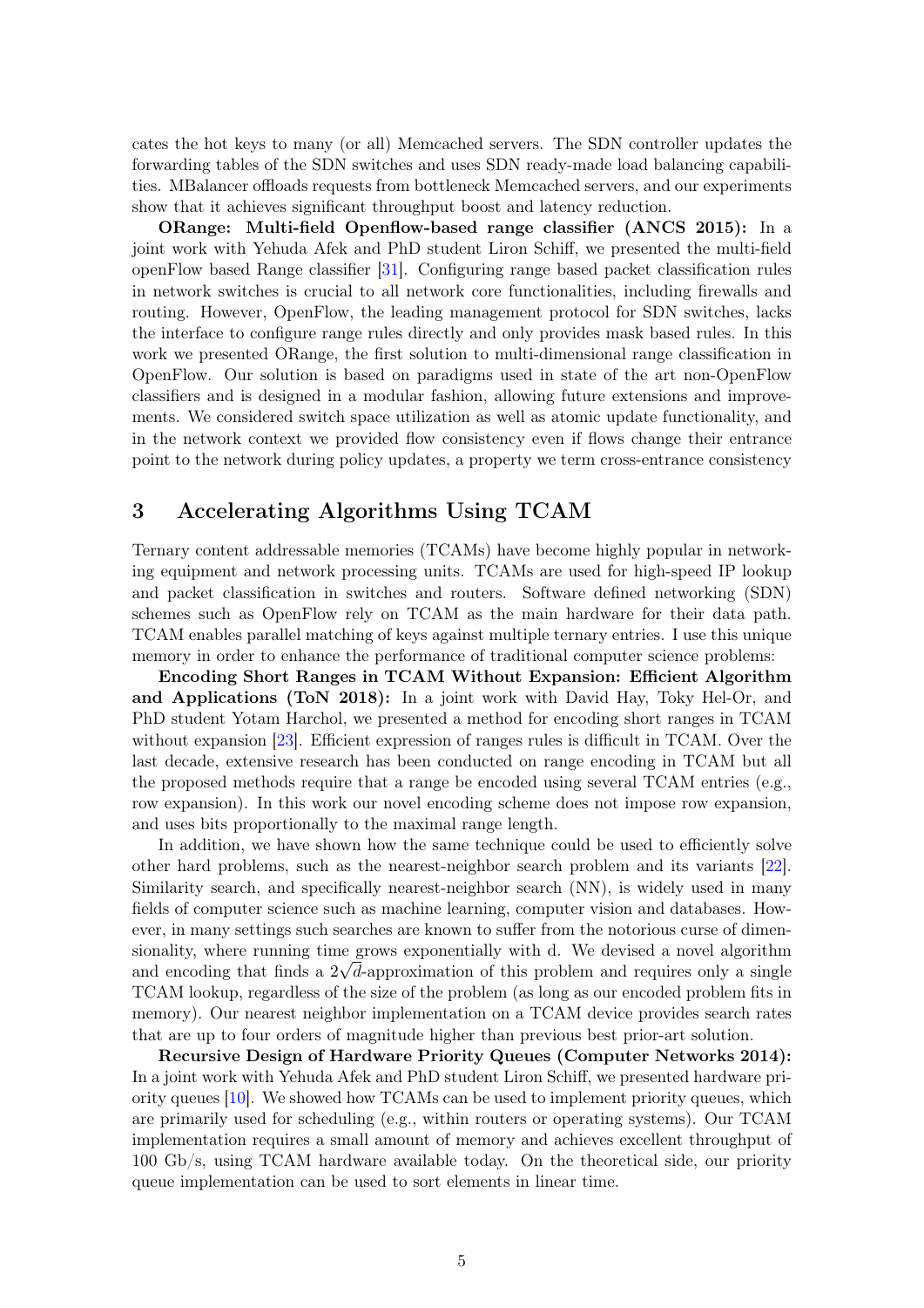cates the hot keys to many (or all) Memcached servers. The SDN controller updates the forwarding tables of the SDN switches and uses SDN ready-made load balancing capabilities. MBalancer offloads requests from bottleneck Memcached servers, and our experiments show that it achieves significant throughput boost and latency reduction.

**ORange: Multi-field Openflow-based range classifier (ANCS 2015):** In a joint work with Yehuda Afek and PhD student Liron Schiff, we presented the multi-field openFlow based Range classifier [31]. Configuring range based packet classification rules in network switches is crucial to all network core functionalities, including firewalls and routing. However, OpenFlow, the leading management protocol for SDN switches, lacks the interface to configure range rules directly and only provides mask based rules. In this work we presented ORange, the first solution to multi-dimensional range classification in OpenFlow. Our solution is based on paradigms used in state of the art non-OpenFlow classifiers and is designed in a modular fashion, allowing future extensions and improvements. We considered switch space utilization as well as atomic update functionality, and in the network context we provided flow consistency even if flows change their entrance point to the network during policy updates, a property we term cross-entrance consistency

## 3 Accelerating Algorithms Using TCAM

Ternary content addressable memories (TCAMs) have become highly popular in networking equipment and network processing units. TCAMs are used for high-speed IP lookup and packet classification in switches and routers. Software defined networking (SDN) schemes such as OpenFlow rely on TCAM as the main hardware for their data path. TCAM enables parallel matching of keys against multiple ternary entries. I use this unique memory in order to enhance the performance of traditional computer science problems:

**Encoding Short Ranges in TCAM Without Expansion: Efficient Algorithm and Applications (ToN 2018):** In a joint work with David Hay, Toky Hel-Or, and PhD student Yotam Harchol, we presented a method for encoding short ranges in TCAM without expansion [23]. Efficient expression of ranges rules is difficult in TCAM. Over the last decade, extensive research has been conducted on range encoding in TCAM but all the proposed methods require that a range be encoded using several TCAM entries (e.g., row expansion). In this work our novel encoding scheme does not impose row expansion, and uses bits proportionally to the maximal range length.

In addition, we have shown how the same technique could be used to efficiently solve other hard problems, such as the nearest-neighbor search problem and its variants [22]. Similarity search, and specifically nearest-neighbor search (NN), is widely used in many fields of computer science such as machine learning, computer vision and databases. However, in many settings such searches are known to suffer from the notorious curse of dimensionality, where running time grows exponentially with d. We devised a novel algorithm and encoding that finds a $2\sqrt{d}$-approximation of this problem and requires only a single TCAM lookup, regardless of the size of the problem (as long as our encoded problem fits in memory). Our nearest neighbor implementation on a TCAM device provides search rates that are up to four orders of magnitude higher than previous best prior-art solution.

**Recursive Design of Hardware Priority Queues (Computer Networks 2014):** In a joint work with Yehuda Afek and PhD student Liron Schiff, we presented hardware priority queues [10]. We showed how TCAMs can be used to implement priority queues, which are primarily used for scheduling (e.g., within routers or operating systems). Our TCAM implementation requires a small amount of memory and achieves excellent throughput of 100 Gb/s, using TCAM hardware available today. On the theoretical side, our priority queue implementation can be used to sort elements in linear time.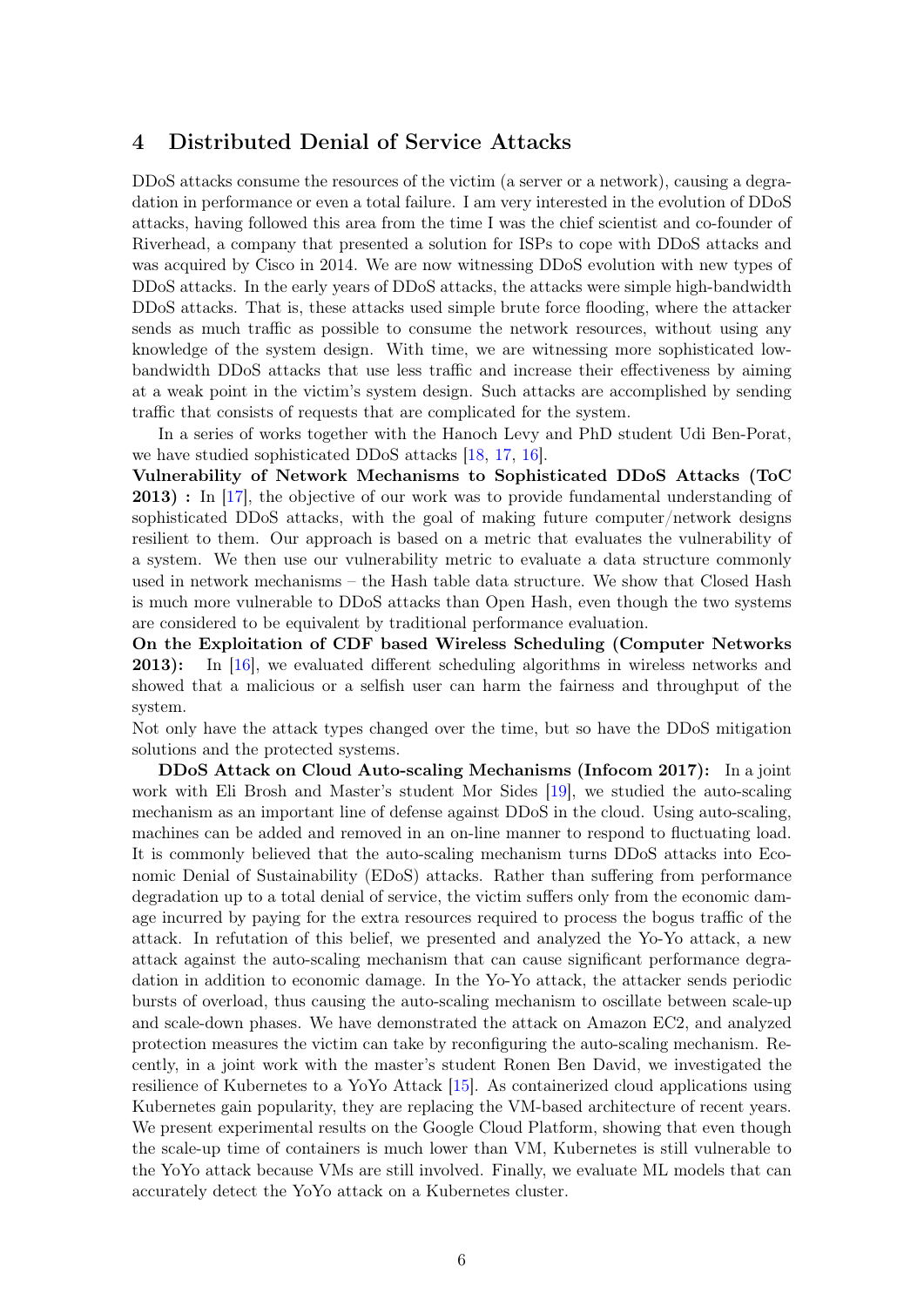## 4 Distributed Denial of Service Attacks

DDoS attacks consume the resources of the victim (a server or a network), causing a degradation in performance or even a total failure. I am very interested in the evolution of DDoS attacks, having followed this area from the time I was the chief scientist and co-founder of Riverhead, a company that presented a solution for ISPs to cope with DDoS attacks and was acquired by Cisco in 2014. We are now witnessing DDoS evolution with new types of DDoS attacks. In the early years of DDoS attacks, the attacks were simple high-bandwidth DDoS attacks. That is, these attacks used simple brute force flooding, where the attacker sends as much traffic as possible to consume the network resources, without using any knowledge of the system design. With time, we are witnessing more sophisticated low-bandwidth DDoS attacks that use less traffic and increase their effectiveness by aiming at a weak point in the victim's system design. Such attacks are accomplished by sending traffic that consists of requests that are complicated for the system.

In a series of works together with the Hanoch Levy and PhD student Udi Ben-Porat, we have studied sophisticated DDoS attacks [18, 17, 16].

**Vulnerability of Network Mechanisms to Sophisticated DDoS Attacks (ToC 2013) :** In [17], the objective of our work was to provide fundamental understanding of sophisticated DDoS attacks, with the goal of making future computer/network designs resilient to them. Our approach is based on a metric that evaluates the vulnerability of a system. We then use our vulnerability metric to evaluate a data structure commonly used in network mechanisms – the Hash table data structure. We show that Closed Hash is much more vulnerable to DDoS attacks than Open Hash, even though the two systems are considered to be equivalent by traditional performance evaluation.

**On the Exploitation of CDF based Wireless Scheduling (Computer Networks 2013):** In [16], we evaluated different scheduling algorithms in wireless networks and showed that a malicious or a selfish user can harm the fairness and throughput of the system.

Not only have the attack types changed over the time, but so have the DDoS mitigation solutions and the protected systems.

**DDoS Attack on Cloud Auto-scaling Mechanisms (Infocom 2017):** In a joint work with Eli Brosh and Master's student Mor Sides [19], we studied the auto-scaling mechanism as an important line of defense against DDoS in the cloud. Using auto-scaling, machines can be added and removed in an on-line manner to respond to fluctuating load. It is commonly believed that the auto-scaling mechanism turns DDoS attacks into Economic Denial of Sustainability (EDoS) attacks. Rather than suffering from performance degradation up to a total denial of service, the victim suffers only from the economic damage incurred by paying for the extra resources required to process the bogus traffic of the attack. In refutation of this belief, we presented and analyzed the Yo-Yo attack, a new attack against the auto-scaling mechanism that can cause significant performance degradation in addition to economic damage. In the Yo-Yo attack, the attacker sends periodic bursts of overload, thus causing the auto-scaling mechanism to oscillate between scale-up and scale-down phases. We have demonstrated the attack on Amazon EC2, and analyzed protection measures the victim can take by reconfiguring the auto-scaling mechanism. Recently, in a joint work with the master's student Ronen Ben David, we investigated the resilience of Kubernetes to a YoYo Attack [15]. As containerized cloud applications using Kubernetes gain popularity, they are replacing the VM-based architecture of recent years. We present experimental results on the Google Cloud Platform, showing that even though the scale-up time of containers is much lower than VM, Kubernetes is still vulnerable to the YoYo attack because VMs are still involved. Finally, we evaluate ML models that can accurately detect the YoYo attack on a Kubernetes cluster.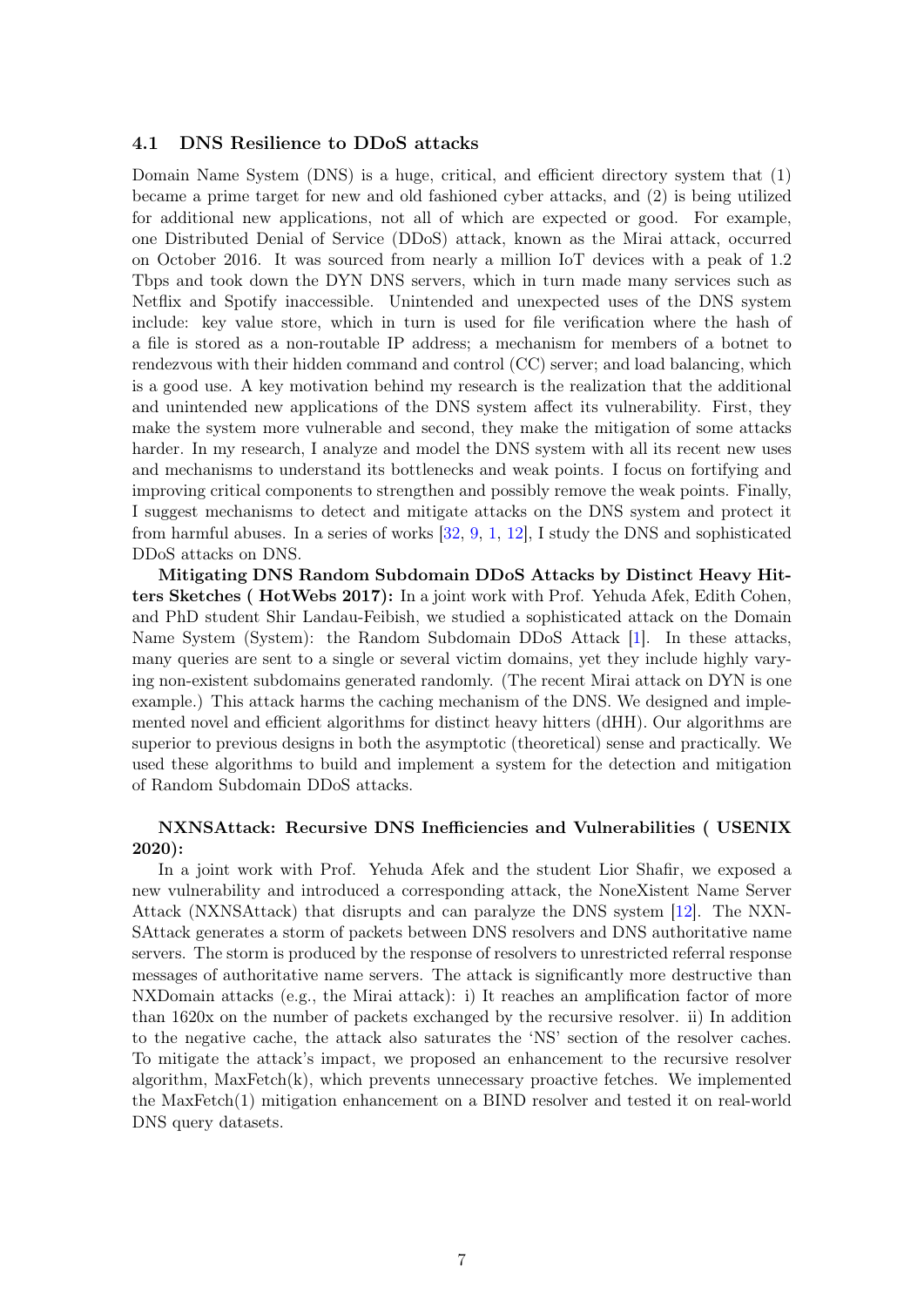### 4.1 DNS Resilience to DDoS attacks

Domain Name System (DNS) is a huge, critical, and efficient directory system that (1) became a prime target for new and old fashioned cyber attacks, and (2) is being utilized for additional new applications, not all of which are expected or good. For example, one Distributed Denial of Service (DDoS) attack, known as the Mirai attack, occurred on October 2016. It was sourced from nearly a million IoT devices with a peak of 1.2 Tbps and took down the DYN DNS servers, which in turn made many services such as Netflix and Spotify inaccessible. Unintended and unexpected uses of the DNS system include: key value store, which in turn is used for file verification where the hash of a file is stored as a non-routable IP address; a mechanism for members of a botnet to rendezvous with their hidden command and control (CC) server; and load balancing, which is a good use. A key motivation behind my research is the realization that the additional and unintended new applications of the DNS system affect its vulnerability. First, they make the system more vulnerable and second, they make the mitigation of some attacks harder. In my research, I analyze and model the DNS system with all its recent new uses and mechanisms to understand its bottlenecks and weak points. I focus on fortifying and improving critical components to strengthen and possibly remove the weak points. Finally, I suggest mechanisms to detect and mitigate attacks on the DNS system and protect it from harmful abuses. In a series of works [32, 9, 1, 12], I study the DNS and sophisticated DDoS attacks on DNS.

**Mitigating DNS Random Subdomain DDoS Attacks by Distinct Heavy Hitters Sketches ( HotWebs 2017):** In a joint work with Prof. Yehuda Afek, Edith Cohen, and PhD student Shir Landau-Feibish, we studied a sophisticated attack on the Domain Name System (System): the Random Subdomain DDoS Attack [1]. In these attacks, many queries are sent to a single or several victim domains, yet they include highly varying non-existent subdomains generated randomly. (The recent Mirai attack on DYN is one example.) This attack harms the caching mechanism of the DNS. We designed and implemented novel and efficient algorithms for distinct heavy hitters (dHH). Our algorithms are superior to previous designs in both the asymptotic (theoretical) sense and practically. We used these algorithms to build and implement a system for the detection and mitigation of Random Subdomain DDoS attacks.

**NXNSAttack: Recursive DNS Inefficiencies and Vulnerabilities ( USENIX 2020):**

In a joint work with Prof. Yehuda Afek and the student Lior Shafir, we exposed a new vulnerability and introduced a corresponding attack, the NoneXistent Name Server Attack (NXNSAttack) that disrupts and can paralyze the DNS system [12]. The NXNSAttack generates a storm of packets between DNS resolvers and DNS authoritative name servers. The storm is produced by the response of resolvers to unrestricted referral response messages of authoritative name servers. The attack is significantly more destructive than NXDomain attacks (e.g., the Mirai attack): i) It reaches an amplification factor of more than 1620x on the number of packets exchanged by the recursive resolver. ii) In addition to the negative cache, the attack also saturates the 'NS' section of the resolver caches. To mitigate the attack's impact, we proposed an enhancement to the recursive resolver algorithm, MaxFetch(k), which prevents unnecessary proactive fetches. We implemented the MaxFetch(1) mitigation enhancement on a BIND resolver and tested it on real-world DNS query datasets.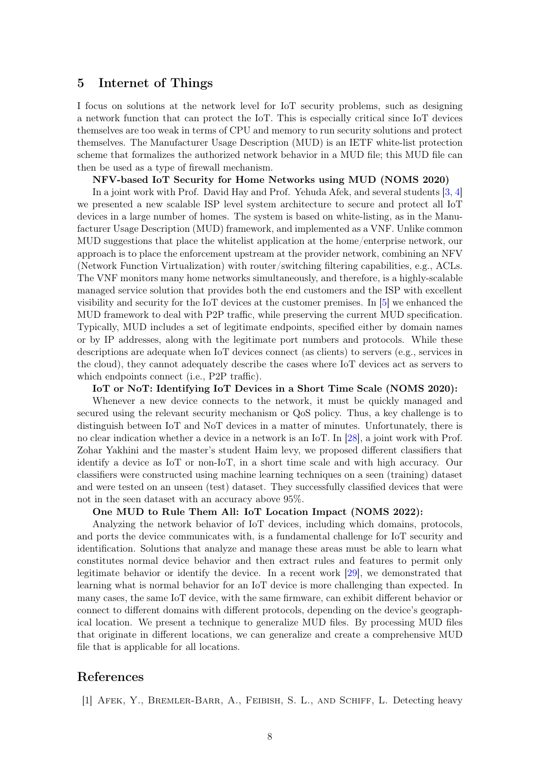## 5 Internet of Things

I focus on solutions at the network level for IoT security problems, such as designing a network function that can protect the IoT. This is especially critical since IoT devices themselves are too weak in terms of CPU and memory to run security solutions and protect themselves. The Manufacturer Usage Description (MUD) is an IETF white-list protection scheme that formalizes the authorized network behavior in a MUD file; this MUD file can then be used as a type of firewall mechanism.

**NFV-based IoT Security for Home Networks using MUD (NOMS 2020)**

In a joint work with Prof. David Hay and Prof. Yehuda Afek, and several students [3, 4] we presented a new scalable ISP level system architecture to secure and protect all IoT devices in a large number of homes. The system is based on white-listing, as in the Manufacturer Usage Description (MUD) framework, and implemented as a VNF. Unlike common MUD suggestions that place the whitelist application at the home/enterprise network, our approach is to place the enforcement upstream at the provider network, combining an NFV (Network Function Virtualization) with router/switching filtering capabilities, e.g., ACLs. The VNF monitors many home networks simultaneously, and therefore, is a highly-scalable managed service solution that provides both the end customers and the ISP with excellent visibility and security for the IoT devices at the customer premises. In [5] we enhanced the MUD framework to deal with P2P traffic, while preserving the current MUD specification. Typically, MUD includes a set of legitimate endpoints, specified either by domain names or by IP addresses, along with the legitimate port numbers and protocols. While these descriptions are adequate when IoT devices connect (as clients) to servers (e.g., services in the cloud), they cannot adequately describe the cases where IoT devices act as servers to which endpoints connect (i.e., P2P traffic).

**IoT or NoT: Identifying IoT Devices in a Short Time Scale (NOMS 2020):**

Whenever a new device connects to the network, it must be quickly managed and secured using the relevant security mechanism or QoS policy. Thus, a key challenge is to distinguish between IoT and NoT devices in a matter of minutes. Unfortunately, there is no clear indication whether a device in a network is an IoT. In [28], a joint work with Prof. Zohar Yakhini and the master's student Haim levy, we proposed different classifiers that identify a device as IoT or non-IoT, in a short time scale and with high accuracy. Our classifiers were constructed using machine learning techniques on a seen (training) dataset and were tested on an unseen (test) dataset. They successfully classified devices that were not in the seen dataset with an accuracy above 95%.

**One MUD to Rule Them All: IoT Location Impact (NOMS 2022):**

Analyzing the network behavior of IoT devices, including which domains, protocols, and ports the device communicates with, is a fundamental challenge for IoT security and identification. Solutions that analyze and manage these areas must be able to learn what constitutes normal device behavior and then extract rules and features to permit only legitimate behavior or identify the device. In a recent work [29], we demonstrated that learning what is normal behavior for an IoT device is more challenging than expected. In many cases, the same IoT device, with the same firmware, can exhibit different behavior or connect to different domains with different protocols, depending on the device's geographical location. We present a technique to generalize MUD files. By processing MUD files that originate in different locations, we can generalize and create a comprehensive MUD file that is applicable for all locations.

## References

[1] Afek, Y., Bremler-Barr, A., Feibish, S. L., and Schiff, L. Detecting heavy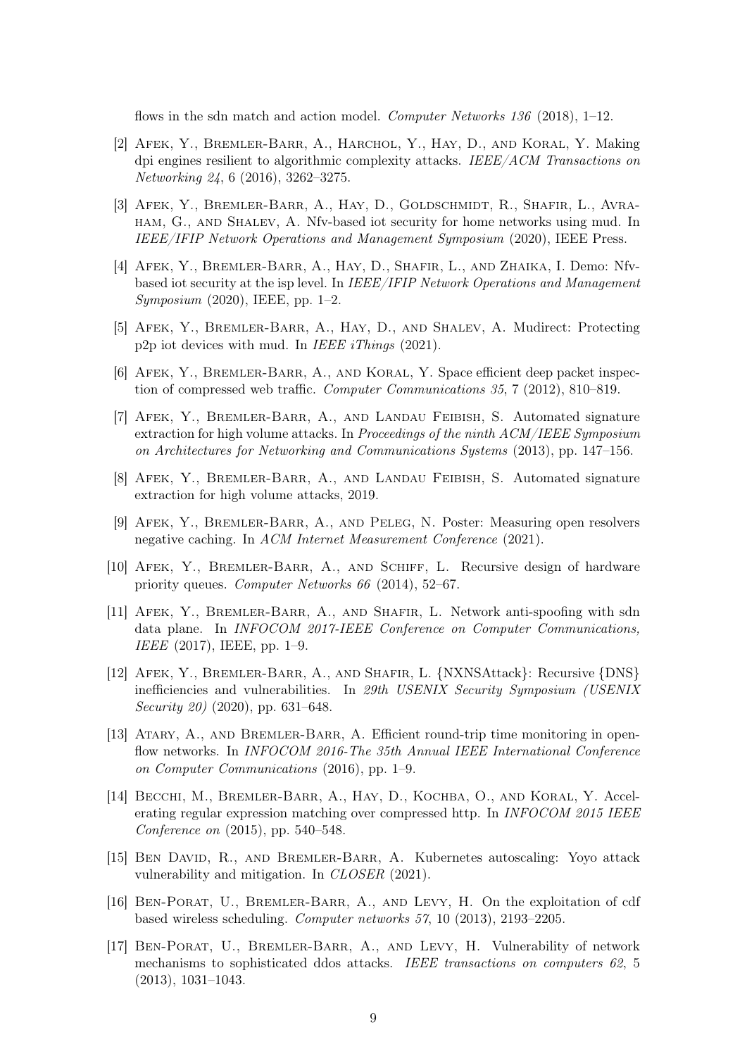flows in the sdn match and action model. *Computer Networks 136* (2018), 1–12.

[2] Afek, Y., Bremler-Barr, A., Harchol, Y., Hay, D., and Koral, Y. Making dpi engines resilient to algorithmic complexity attacks. *IEEE/ACM Transactions on Networking 24*, 6 (2016), 3262–3275.

[3] Afek, Y., Bremler-Barr, A., Hay, D., Goldschmidt, R., Shafir, L., Avraham, G., and Shalev, A. Nfv-based iot security for home networks using mud. In *IEEE/IFIP Network Operations and Management Symposium* (2020), IEEE Press.

[4] Afek, Y., Bremler-Barr, A., Hay, D., Shafir, L., and Zhaika, I. Demo: Nfv-based iot security at the isp level. In *IEEE/IFIP Network Operations and Management Symposium* (2020), IEEE, pp. 1–2.

[5] Afek, Y., Bremler-Barr, A., Hay, D., and Shalev, A. Mudirect: Protecting p2p iot devices with mud. In *IEEE iThings* (2021).

[6] Afek, Y., Bremler-Barr, A., and Koral, Y. Space efficient deep packet inspection of compressed web traffic. *Computer Communications 35*, 7 (2012), 810–819.

[7] Afek, Y., Bremler-Barr, A., and Landau Feibish, S. Automated signature extraction for high volume attacks. In *Proceedings of the ninth ACM/IEEE Symposium on Architectures for Networking and Communications Systems* (2013), pp. 147–156.

[8] Afek, Y., Bremler-Barr, A., and Landau Feibish, S. Automated signature extraction for high volume attacks, 2019.

[9] Afek, Y., Bremler-Barr, A., and Peleg, N. Poster: Measuring open resolvers negative caching. In *ACM Internet Measurement Conference* (2021).

[10] Afek, Y., Bremler-Barr, A., and Schiff, L. Recursive design of hardware priority queues. *Computer Networks 66* (2014), 52–67.

[11] Afek, Y., Bremler-Barr, A., and Shafir, L. Network anti-spoofing with sdn data plane. In *INFOCOM 2017-IEEE Conference on Computer Communications, IEEE* (2017), IEEE, pp. 1–9.

[12] Afek, Y., Bremler-Barr, A., and Shafir, L. {NXNSAttack}: Recursive {DNS} inefficiencies and vulnerabilities. In *29th USENIX Security Symposium (USENIX Security 20)* (2020), pp. 631–648.

[13] Atary, A., and Bremler-Barr, A. Efficient round-trip time monitoring in openflow networks. In *INFOCOM 2016-The 35th Annual IEEE International Conference on Computer Communications* (2016), pp. 1–9.

[14] Becchi, M., Bremler-Barr, A., Hay, D., Kochba, O., and Koral, Y. Accelerating regular expression matching over compressed http. In *INFOCOM 2015 IEEE Conference on* (2015), pp. 540–548.

[15] Ben David, R., and Bremler-Barr, A. Kubernetes autoscaling: Yoyo attack vulnerability and mitigation. In *CLOSER* (2021).

[16] Ben-Porat, U., Bremler-Barr, A., and Levy, H. On the exploitation of cdf based wireless scheduling. *Computer networks 57*, 10 (2013), 2193–2205.

[17] Ben-Porat, U., Bremler-Barr, A., and Levy, H. Vulnerability of network mechanisms to sophisticated ddos attacks. *IEEE transactions on computers 62*, 5 (2013), 1031–1043.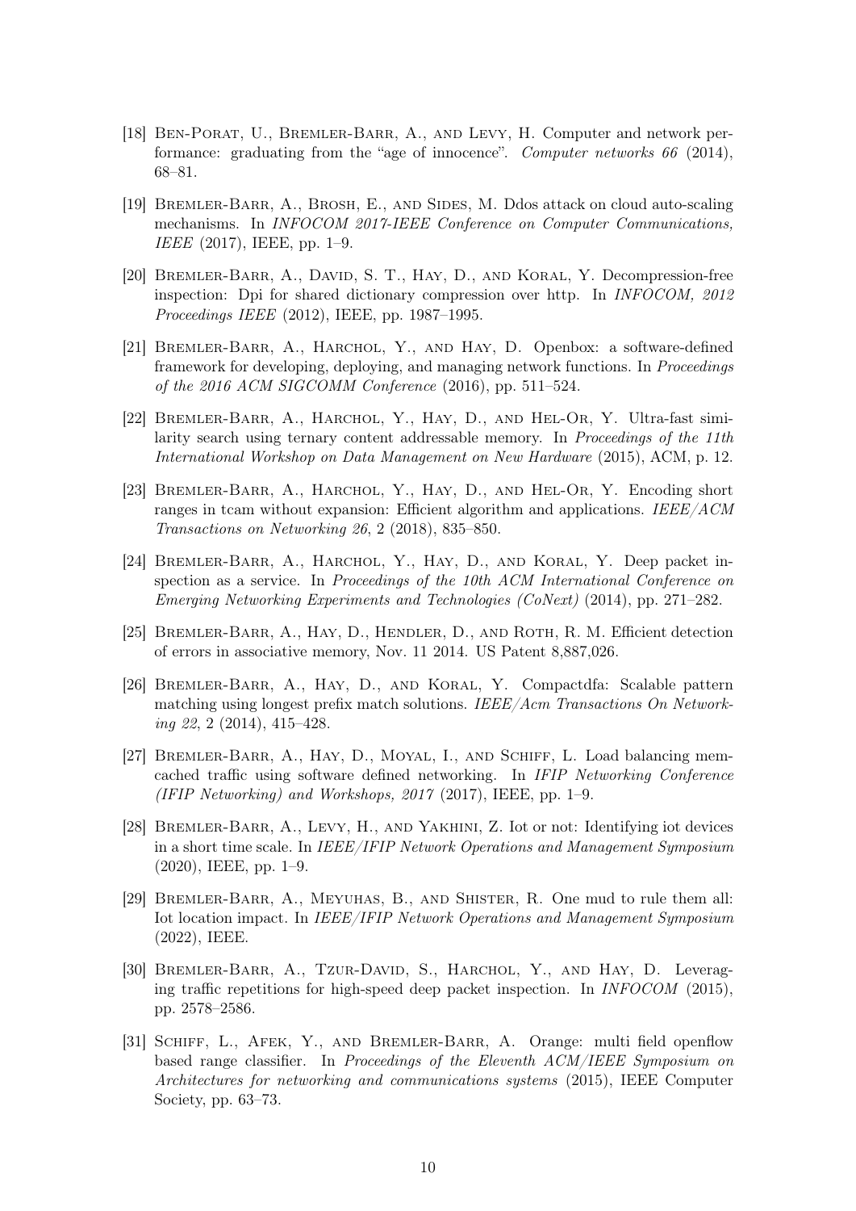[18] Ben-Porat, U., Bremler-Barr, A., and Levy, H. Computer and network performance: graduating from the "age of innocence". *Computer networks 66* (2014), 68–81.

[19] Bremler-Barr, A., Brosh, E., and Sides, M. Ddos attack on cloud auto-scaling mechanisms. In *INFOCOM 2017-IEEE Conference on Computer Communications, IEEE* (2017), IEEE, pp. 1–9.

[20] Bremler-Barr, A., David, S. T., Hay, D., and Koral, Y. Decompression-free inspection: Dpi for shared dictionary compression over http. In *INFOCOM, 2012 Proceedings IEEE* (2012), IEEE, pp. 1987–1995.

[21] Bremler-Barr, A., Harchol, Y., and Hay, D. Openbox: a software-defined framework for developing, deploying, and managing network functions. In *Proceedings of the 2016 ACM SIGCOMM Conference* (2016), pp. 511–524.

[22] Bremler-Barr, A., Harchol, Y., Hay, D., and Hel-Or, Y. Ultra-fast similarity search using ternary content addressable memory. In *Proceedings of the 11th International Workshop on Data Management on New Hardware* (2015), ACM, p. 12.

[23] Bremler-Barr, A., Harchol, Y., Hay, D., and Hel-Or, Y. Encoding short ranges in tcam without expansion: Efficient algorithm and applications. *IEEE/ACM Transactions on Networking 26*, 2 (2018), 835–850.

[24] Bremler-Barr, A., Harchol, Y., Hay, D., and Koral, Y. Deep packet inspection as a service. In *Proceedings of the 10th ACM International Conference on Emerging Networking Experiments and Technologies (CoNext)* (2014), pp. 271–282.

[25] Bremler-Barr, A., Hay, D., Hendler, D., and Roth, R. M. Efficient detection of errors in associative memory, Nov. 11 2014. US Patent 8,887,026.

[26] Bremler-Barr, A., Hay, D., and Koral, Y. Compactdfa: Scalable pattern matching using longest prefix match solutions. *IEEE/Acm Transactions On Networking 22*, 2 (2014), 415–428.

[27] Bremler-Barr, A., Hay, D., Moyal, I., and Schiff, L. Load balancing memcached traffic using software defined networking. In *IFIP Networking Conference (IFIP Networking) and Workshops, 2017* (2017), IEEE, pp. 1–9.

[28] Bremler-Barr, A., Levy, H., and Yakhini, Z. Iot or not: Identifying iot devices in a short time scale. In *IEEE/IFIP Network Operations and Management Symposium* (2020), IEEE, pp. 1–9.

[29] Bremler-Barr, A., Meyuhas, B., and Shister, R. One mud to rule them all: Iot location impact. In *IEEE/IFIP Network Operations and Management Symposium* (2022), IEEE.

[30] Bremler-Barr, A., Tzur-David, S., Harchol, Y., and Hay, D. Leveraging traffic repetitions for high-speed deep packet inspection. In *INFOCOM* (2015), pp. 2578–2586.

[31] Schiff, L., Afek, Y., and Bremler-Barr, A. Orange: multi field openflow based range classifier. In *Proceedings of the Eleventh ACM/IEEE Symposium on Architectures for networking and communications systems* (2015), IEEE Computer Society, pp. 63–73.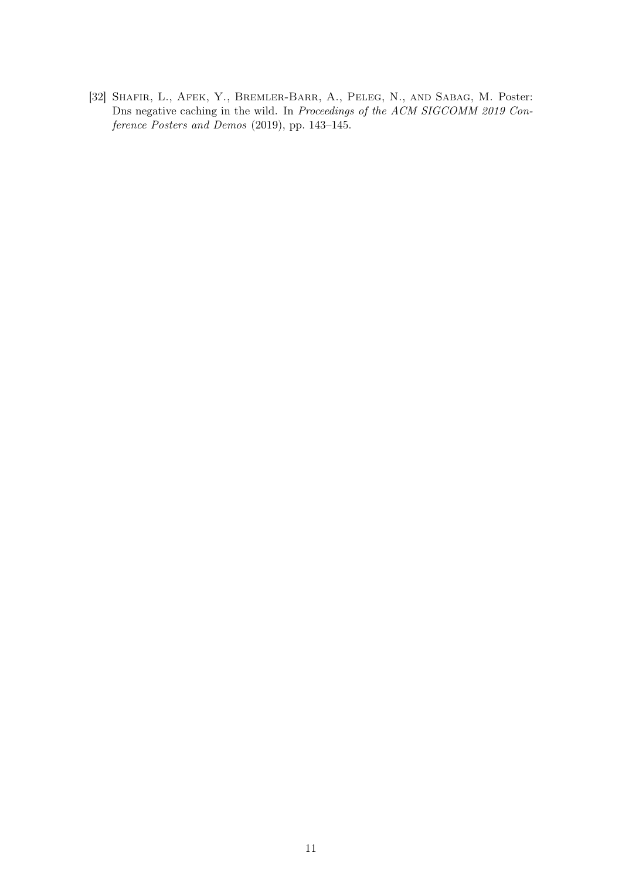[32] Shafir, L., Afek, Y., Bremler-Barr, A., Peleg, N., and Sabag, M. Poster: Dns negative caching in the wild. In *Proceedings of the ACM SIGCOMM 2019 Conference Posters and Demos* (2019), pp. 143–145.